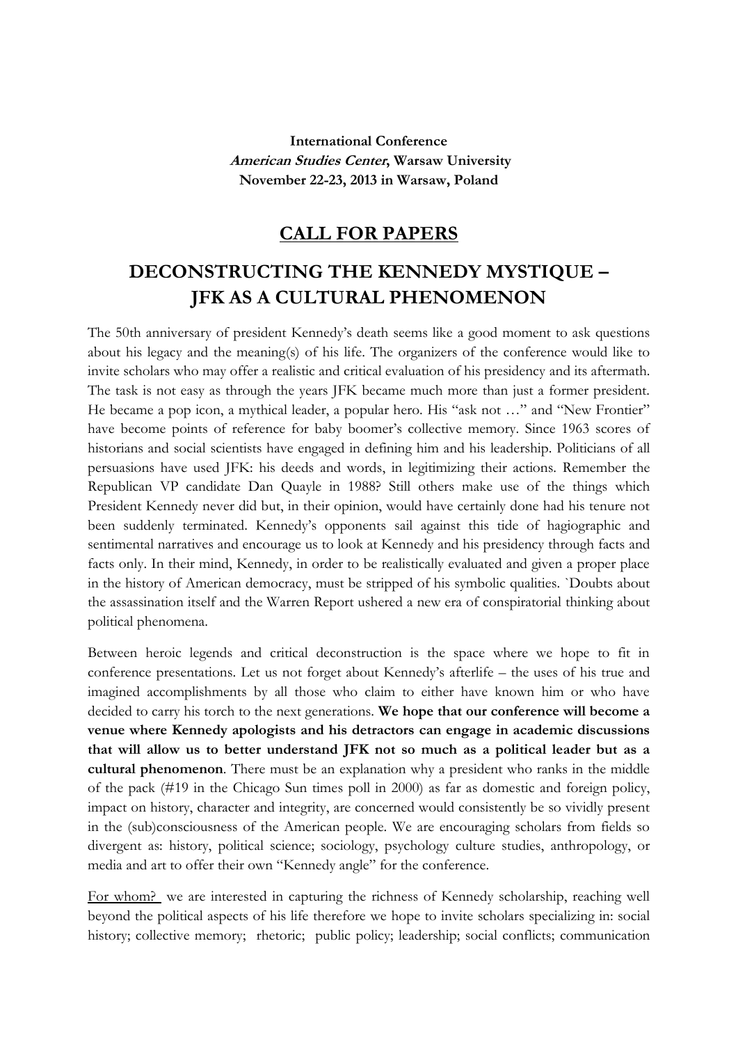**International Conference**
***American Studies Center*, Warsaw University**
**November 22-23, 2013 in Warsaw, Poland**

## CALL FOR PAPERS

# DECONSTRUCTING THE KENNEDY MYSTIQUE – JFK AS A CULTURAL PHENOMENON

The 50th anniversary of president Kennedy's death seems like a good moment to ask questions about his legacy and the meaning(s) of his life. The organizers of the conference would like to invite scholars who may offer a realistic and critical evaluation of his presidency and its aftermath. The task is not easy as through the years JFK became much more than just a former president. He became a pop icon, a mythical leader, a popular hero. His "ask not …" and "New Frontier" have become points of reference for baby boomer's collective memory. Since 1963 scores of historians and social scientists have engaged in defining him and his leadership. Politicians of all persuasions have used JFK: his deeds and words, in legitimizing their actions. Remember the Republican VP candidate Dan Quayle in 1988? Still others make use of the things which President Kennedy never did but, in their opinion, would have certainly done had his tenure not been suddenly terminated. Kennedy's opponents sail against this tide of hagiographic and sentimental narratives and encourage us to look at Kennedy and his presidency through facts and facts only. In their mind, Kennedy, in order to be realistically evaluated and given a proper place in the history of American democracy, must be stripped of his symbolic qualities. `Doubts about the assassination itself and the Warren Report ushered a new era of conspiratorial thinking about political phenomena.

Between heroic legends and critical deconstruction is the space where we hope to fit in conference presentations. Let us not forget about Kennedy's afterlife – the uses of his true and imagined accomplishments by all those who claim to either have known him or who have decided to carry his torch to the next generations. **We hope that our conference will become a venue where Kennedy apologists and his detractors can engage in academic discussions that will allow us to better understand JFK not so much as a political leader but as a cultural phenomenon**. There must be an explanation why a president who ranks in the middle of the pack (#19 in the Chicago Sun times poll in 2000) as far as domestic and foreign policy, impact on history, character and integrity, are concerned would consistently be so vividly present in the (sub)consciousness of the American people. We are encouraging scholars from fields so divergent as: history, political science; sociology, psychology culture studies, anthropology, or media and art to offer their own "Kennedy angle" for the conference.

For whom? we are interested in capturing the richness of Kennedy scholarship, reaching well beyond the political aspects of his life therefore we hope to invite scholars specializing in: social history; collective memory; rhetoric; public policy; leadership; social conflicts; communication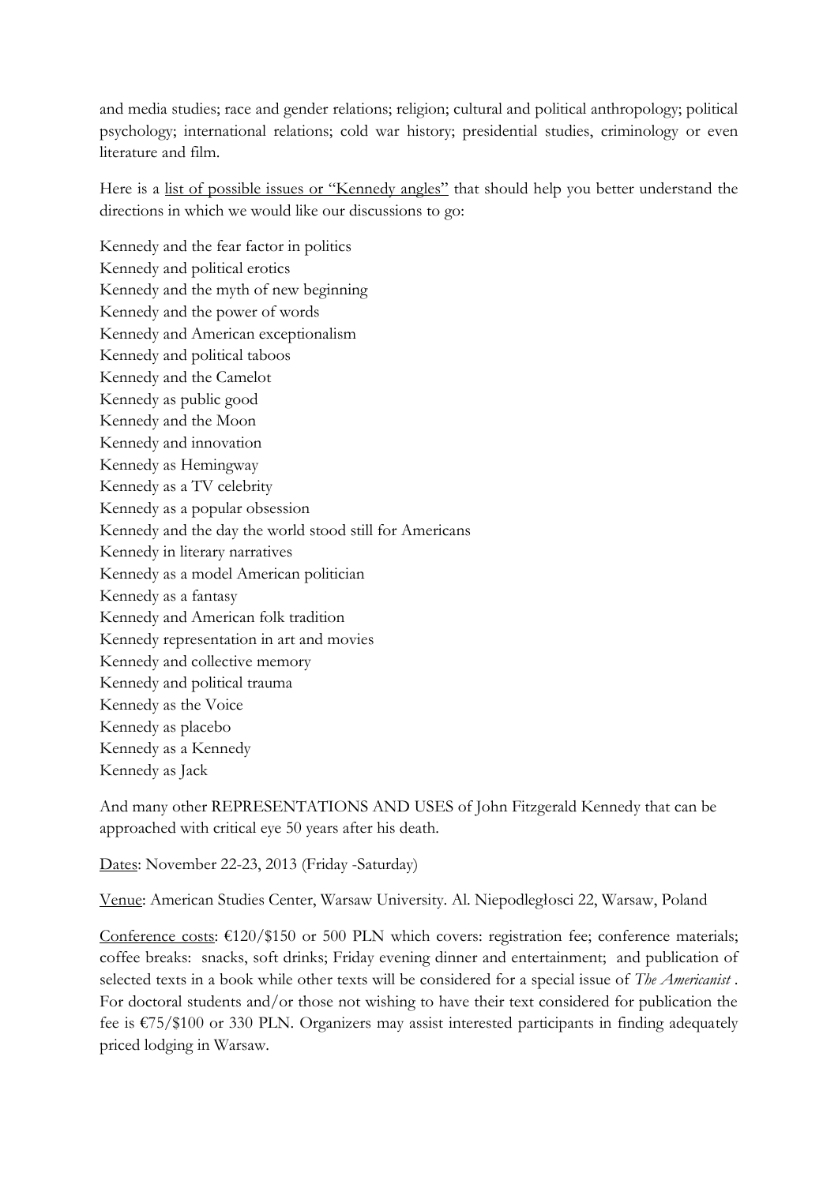and media studies; race and gender relations; religion; cultural and political anthropology; political psychology; international relations; cold war history; presidential studies, criminology or even literature and film.

Here is a list of possible issues or "Kennedy angles" that should help you better understand the directions in which we would like our discussions to go:

Kennedy and the fear factor in politics
Kennedy and political erotics
Kennedy and the myth of new beginning
Kennedy and the power of words
Kennedy and American exceptionalism
Kennedy and political taboos
Kennedy and the Camelot
Kennedy as public good
Kennedy and the Moon
Kennedy and innovation
Kennedy as Hemingway
Kennedy as a TV celebrity
Kennedy as a popular obsession
Kennedy and the day the world stood still for Americans
Kennedy in literary narratives
Kennedy as a model American politician
Kennedy as a fantasy
Kennedy and American folk tradition
Kennedy representation in art and movies
Kennedy and collective memory
Kennedy and political trauma
Kennedy as the Voice
Kennedy as placebo
Kennedy as a Kennedy
Kennedy as Jack

And many other REPRESENTATIONS AND USES of John Fitzgerald Kennedy that can be approached with critical eye 50 years after his death.

Dates: November 22-23, 2013 (Friday -Saturday)

Venue: American Studies Center, Warsaw University. Al. Niepodległosci 22, Warsaw, Poland

Conference costs: €120/$150 or 500 PLN which covers: registration fee; conference materials; coffee breaks: snacks, soft drinks; Friday evening dinner and entertainment; and publication of selected texts in a book while other texts will be considered for a special issue of *The Americanist* . For doctoral students and/or those not wishing to have their text considered for publication the fee is €75/$100 or 330 PLN. Organizers may assist interested participants in finding adequately priced lodging in Warsaw.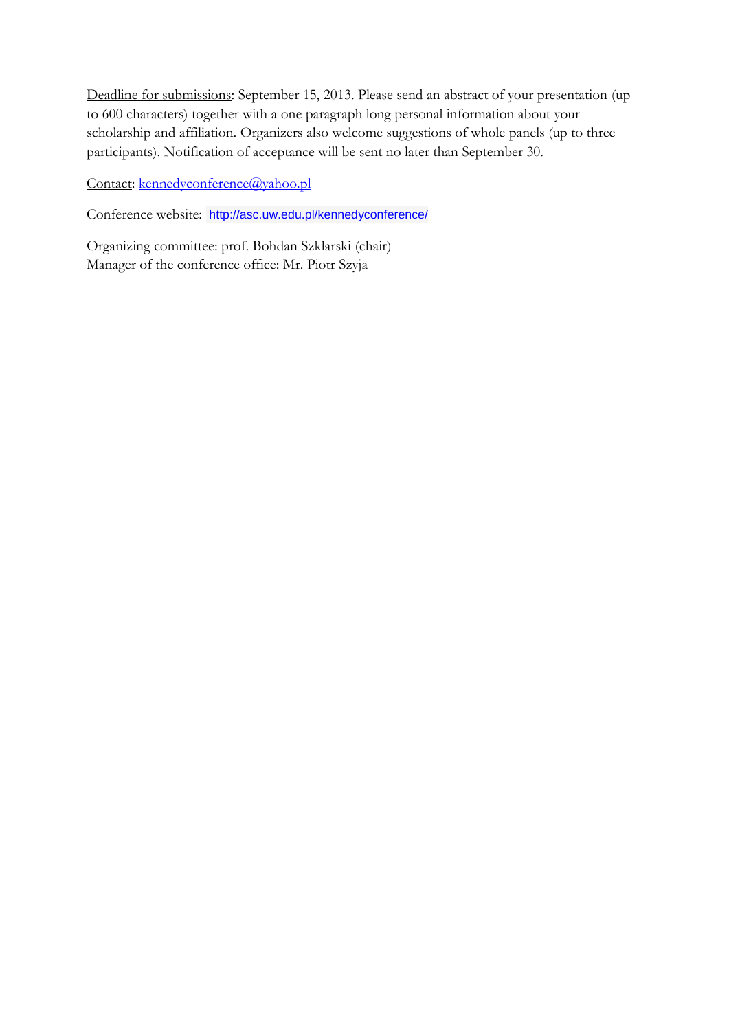<u>Deadline for submissions</u>: September 15, 2013. Please send an abstract of your presentation (up to 600 characters) together with a one paragraph long personal information about your scholarship and affiliation. Organizers also welcome suggestions of whole panels (up to three participants). Notification of acceptance will be sent no later than September 30.

<u>Contact</u>: [kennedyconference@yahoo.pl](mailto:kennedyconference@yahoo.pl)

Conference website: [http://asc.uw.edu.pl/kennedyconference/](http://asc.uw.edu.pl/kennedyconference/)

<u>Organizing committee</u>: prof. Bohdan Szklarski (chair)
Manager of the conference office: Mr. Piotr Szyja